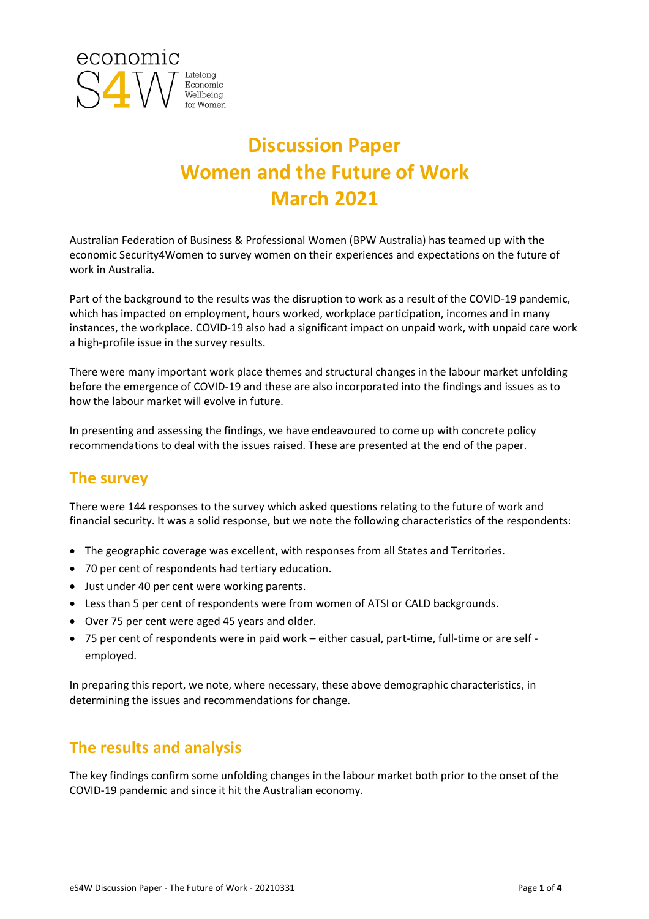economic S4W Lifelong Economic Wellbeing for Women

# Discussion Paper
# Women and the Future of Work
# March 2021

Australian Federation of Business & Professional Women (BPW Australia) has teamed up with the economic Security4Women to survey women on their experiences and expectations on the future of work in Australia.

Part of the background to the results was the disruption to work as a result of the COVID-19 pandemic, which has impacted on employment, hours worked, workplace participation, incomes and in many instances, the workplace. COVID-19 also had a significant impact on unpaid work, with unpaid care work a high-profile issue in the survey results.

There were many important work place themes and structural changes in the labour market unfolding before the emergence of COVID-19 and these are also incorporated into the findings and issues as to how the labour market will evolve in future.

In presenting and assessing the findings, we have endeavoured to come up with concrete policy recommendations to deal with the issues raised. These are presented at the end of the paper.

## The survey

There were 144 responses to the survey which asked questions relating to the future of work and financial security. It was a solid response, but we note the following characteristics of the respondents:

- The geographic coverage was excellent, with responses from all States and Territories.
- 70 per cent of respondents had tertiary education.
- Just under 40 per cent were working parents.
- Less than 5 per cent of respondents were from women of ATSI or CALD backgrounds.
- Over 75 per cent were aged 45 years and older.
- 75 per cent of respondents were in paid work – either casual, part-time, full-time or are self - employed.

In preparing this report, we note, where necessary, these above demographic characteristics, in determining the issues and recommendations for change.

## The results and analysis

The key findings confirm some unfolding changes in the labour market both prior to the onset of the COVID-19 pandemic and since it hit the Australian economy.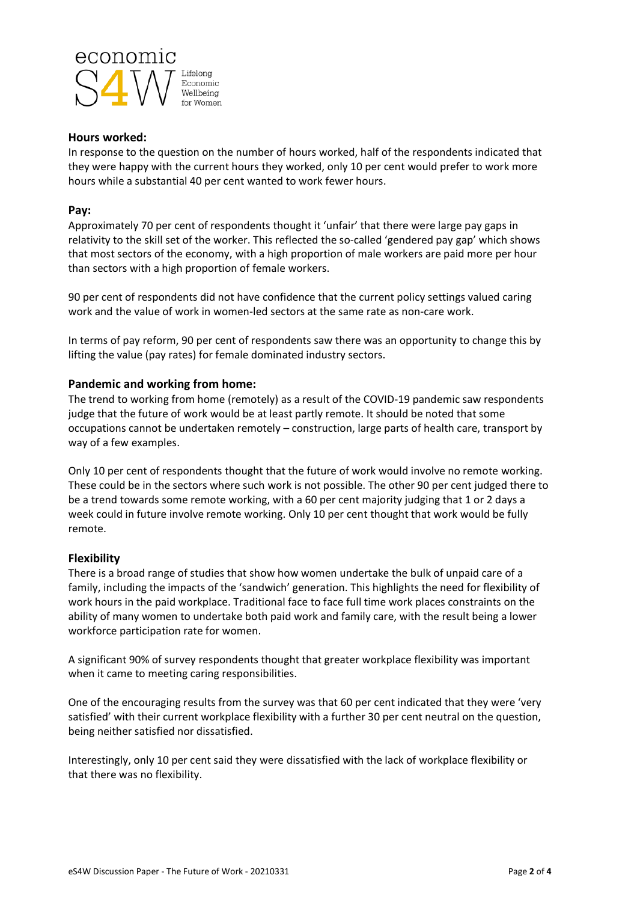## Hours worked:

In response to the question on the number of hours worked, half of the respondents indicated that they were happy with the current hours they worked, only 10 per cent would prefer to work more hours while a substantial 40 per cent wanted to work fewer hours.

## Pay:

Approximately 70 per cent of respondents thought it 'unfair' that there were large pay gaps in relativity to the skill set of the worker. This reflected the so-called 'gendered pay gap' which shows that most sectors of the economy, with a high proportion of male workers are paid more per hour than sectors with a high proportion of female workers.

90 per cent of respondents did not have confidence that the current policy settings valued caring work and the value of work in women-led sectors at the same rate as non-care work.

In terms of pay reform, 90 per cent of respondents saw there was an opportunity to change this by lifting the value (pay rates) for female dominated industry sectors.

## Pandemic and working from home:

The trend to working from home (remotely) as a result of the COVID-19 pandemic saw respondents judge that the future of work would be at least partly remote. It should be noted that some occupations cannot be undertaken remotely – construction, large parts of health care, transport by way of a few examples.

Only 10 per cent of respondents thought that the future of work would involve no remote working. These could be in the sectors where such work is not possible. The other 90 per cent judged there to be a trend towards some remote working, with a 60 per cent majority judging that 1 or 2 days a week could in future involve remote working. Only 10 per cent thought that work would be fully remote.

## Flexibility

There is a broad range of studies that show how women undertake the bulk of unpaid care of a family, including the impacts of the 'sandwich' generation. This highlights the need for flexibility of work hours in the paid workplace. Traditional face to face full time work places constraints on the ability of many women to undertake both paid work and family care, with the result being a lower workforce participation rate for women.

A significant 90% of survey respondents thought that greater workplace flexibility was important when it came to meeting caring responsibilities.

One of the encouraging results from the survey was that 60 per cent indicated that they were 'very satisfied' with their current workplace flexibility with a further 30 per cent neutral on the question, being neither satisfied nor dissatisfied.

Interestingly, only 10 per cent said they were dissatisfied with the lack of workplace flexibility or that there was no flexibility.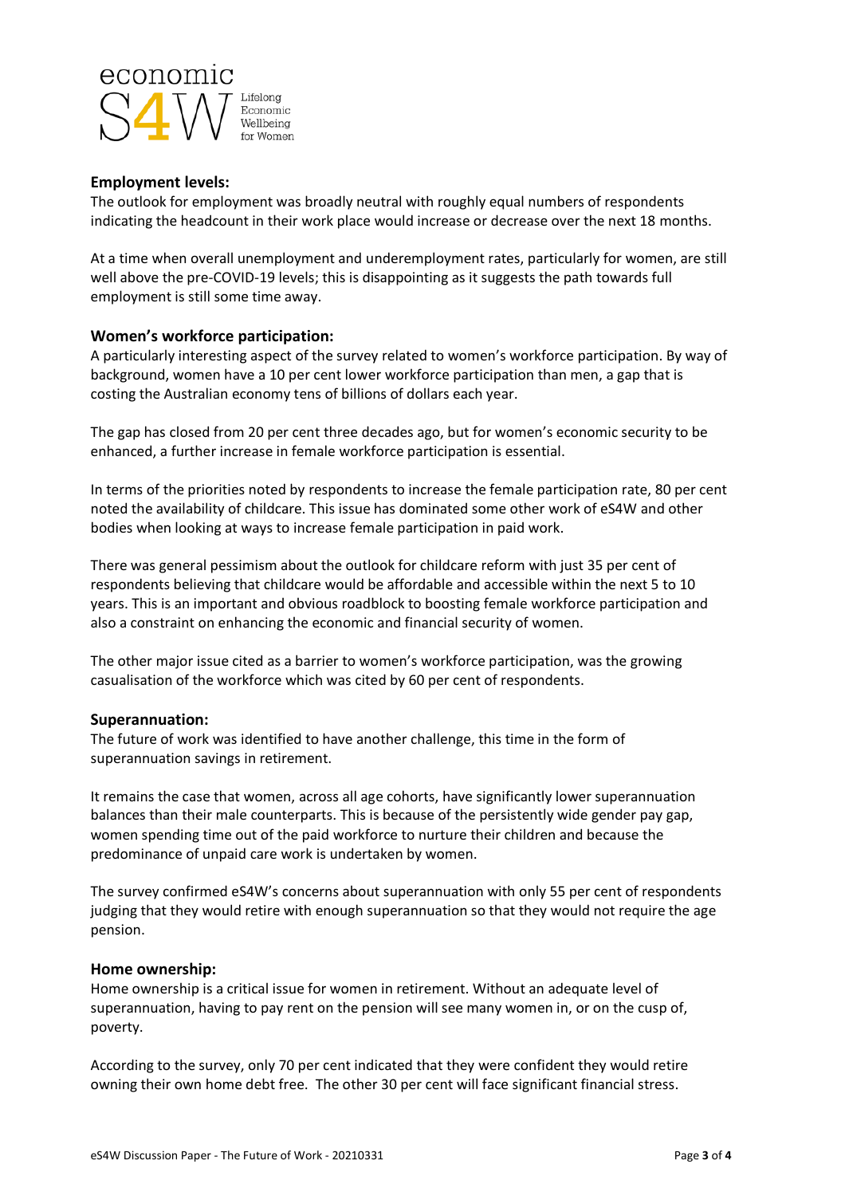## Employment levels:

The outlook for employment was broadly neutral with roughly equal numbers of respondents indicating the headcount in their work place would increase or decrease over the next 18 months.

At a time when overall unemployment and underemployment rates, particularly for women, are still well above the pre-COVID-19 levels; this is disappointing as it suggests the path towards full employment is still some time away.

## Women's workforce participation:

A particularly interesting aspect of the survey related to women's workforce participation. By way of background, women have a 10 per cent lower workforce participation than men, a gap that is costing the Australian economy tens of billions of dollars each year.

The gap has closed from 20 per cent three decades ago, but for women's economic security to be enhanced, a further increase in female workforce participation is essential.

In terms of the priorities noted by respondents to increase the female participation rate, 80 per cent noted the availability of childcare. This issue has dominated some other work of eS4W and other bodies when looking at ways to increase female participation in paid work.

There was general pessimism about the outlook for childcare reform with just 35 per cent of respondents believing that childcare would be affordable and accessible within the next 5 to 10 years. This is an important and obvious roadblock to boosting female workforce participation and also a constraint on enhancing the economic and financial security of women.

The other major issue cited as a barrier to women's workforce participation, was the growing casualisation of the workforce which was cited by 60 per cent of respondents.

## Superannuation:

The future of work was identified to have another challenge, this time in the form of superannuation savings in retirement.

It remains the case that women, across all age cohorts, have significantly lower superannuation balances than their male counterparts. This is because of the persistently wide gender pay gap, women spending time out of the paid workforce to nurture their children and because the predominance of unpaid care work is undertaken by women.

The survey confirmed eS4W's concerns about superannuation with only 55 per cent of respondents judging that they would retire with enough superannuation so that they would not require the age pension.

## Home ownership:

Home ownership is a critical issue for women in retirement. Without an adequate level of superannuation, having to pay rent on the pension will see many women in, or on the cusp of, poverty.

According to the survey, only 70 per cent indicated that they were confident they would retire owning their own home debt free. The other 30 per cent will face significant financial stress.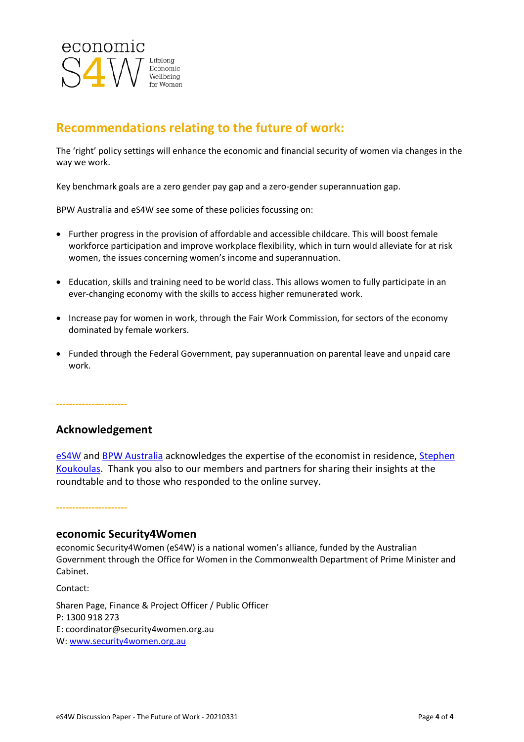## Recommendations relating to the future of work:

The 'right' policy settings will enhance the economic and financial security of women via changes in the way we work.

Key benchmark goals are a zero gender pay gap and a zero-gender superannuation gap.

BPW Australia and eS4W see some of these policies focussing on:

- Further progress in the provision of affordable and accessible childcare. This will boost female workforce participation and improve workplace flexibility, which in turn would alleviate for at risk women, the issues concerning women's income and superannuation.
- Education, skills and training need to be world class. This allows women to fully participate in an ever-changing economy with the skills to access higher remunerated work.
- Increase pay for women in work, through the Fair Work Commission, for sectors of the economy dominated by female workers.
- Funded through the Federal Government, pay superannuation on parental leave and unpaid care work.

---------------------

## Acknowledgement

eS4W and BPW Australia acknowledges the expertise of the economist in residence, Stephen Koukoulas. Thank you also to our members and partners for sharing their insights at the roundtable and to those who responded to the online survey.

---------------------

### economic Security4Women

economic Security4Women (eS4W) is a national women's alliance, funded by the Australian Government through the Office for Women in the Commonwealth Department of Prime Minister and Cabinet.

Contact:

Sharen Page, Finance & Project Officer / Public Officer
P: 1300 918 273
E: coordinator@security4women.org.au
W: www.security4women.org.au